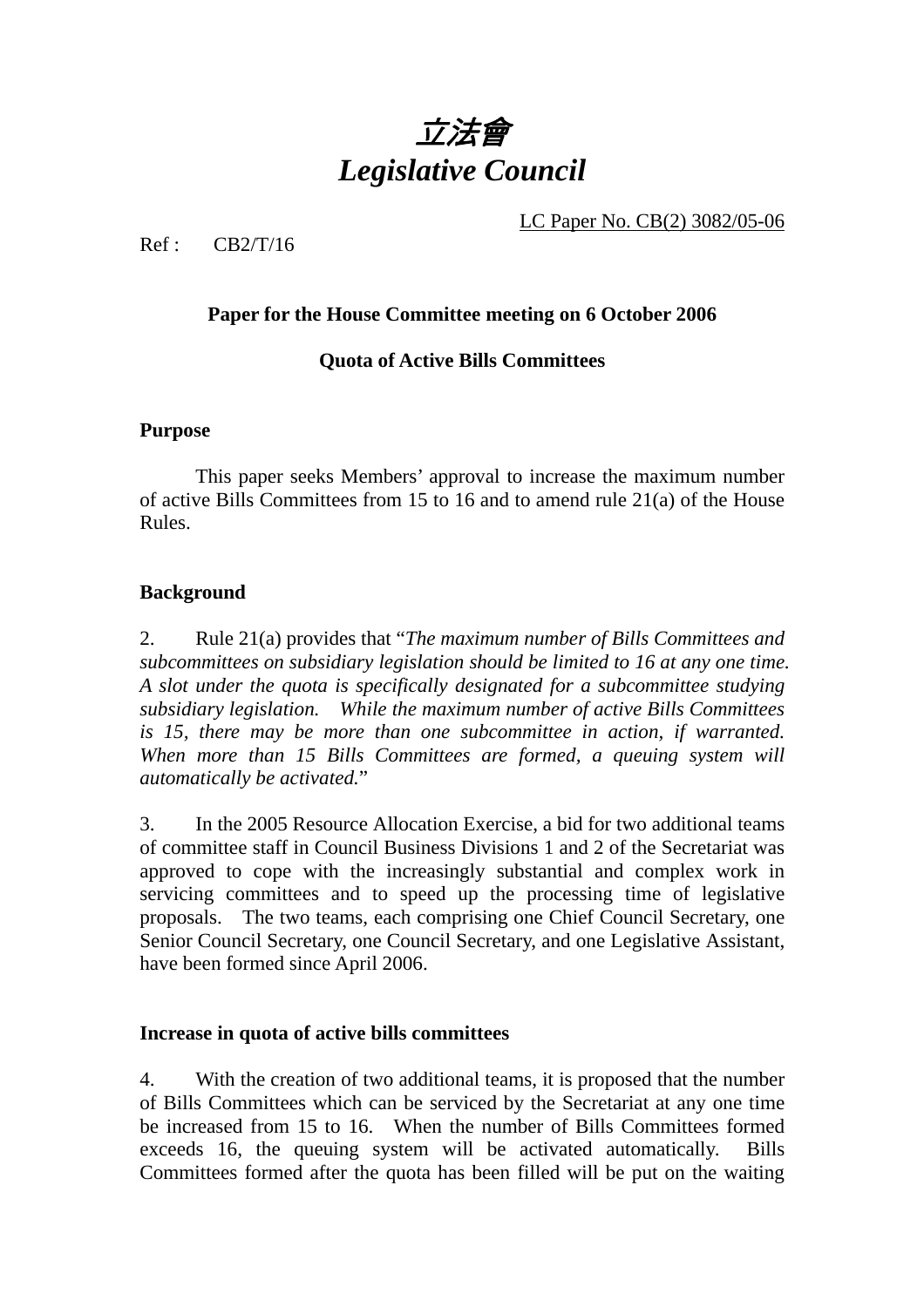# 立法會
# *Legislative Council*

LC Paper No. CB(2) 3082/05-06

Ref : CB2/T/16

**Paper for the House Committee meeting on 6 October 2006**

**Quota of Active Bills Committees**

**Purpose**

This paper seeks Members' approval to increase the maximum number of active Bills Committees from 15 to 16 and to amend rule 21(a) of the House Rules.

**Background**

2. Rule 21(a) provides that "*The maximum number of Bills Committees and subcommittees on subsidiary legislation should be limited to 16 at any one time. A slot under the quota is specifically designated for a subcommittee studying subsidiary legislation. While the maximum number of active Bills Committees is 15, there may be more than one subcommittee in action, if warranted. When more than 15 Bills Committees are formed, a queuing system will automatically be activated.*"

3. In the 2005 Resource Allocation Exercise, a bid for two additional teams of committee staff in Council Business Divisions 1 and 2 of the Secretariat was approved to cope with the increasingly substantial and complex work in servicing committees and to speed up the processing time of legislative proposals. The two teams, each comprising one Chief Council Secretary, one Senior Council Secretary, one Council Secretary, and one Legislative Assistant, have been formed since April 2006.

**Increase in quota of active bills committees**

4. With the creation of two additional teams, it is proposed that the number of Bills Committees which can be serviced by the Secretariat at any one time be increased from 15 to 16. When the number of Bills Committees formed exceeds 16, the queuing system will be activated automatically. Bills Committees formed after the quota has been filled will be put on the waiting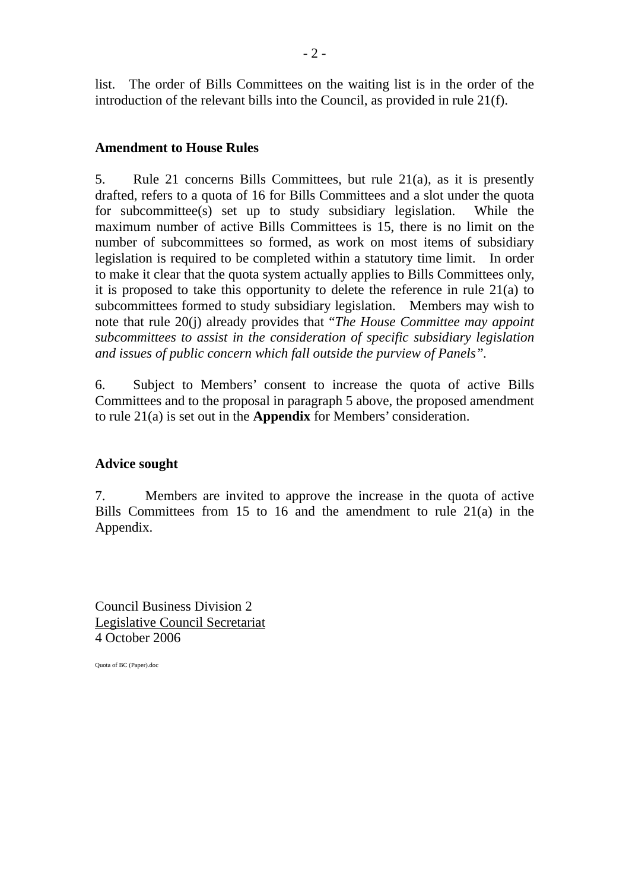list. The order of Bills Committees on the waiting list is in the order of the introduction of the relevant bills into the Council, as provided in rule 21(f).

**Amendment to House Rules**

5. Rule 21 concerns Bills Committees, but rule 21(a), as it is presently drafted, refers to a quota of 16 for Bills Committees and a slot under the quota for subcommittee(s) set up to study subsidiary legislation. While the maximum number of active Bills Committees is 15, there is no limit on the number of subcommittees so formed, as work on most items of subsidiary legislation is required to be completed within a statutory time limit. In order to make it clear that the quota system actually applies to Bills Committees only, it is proposed to take this opportunity to delete the reference in rule 21(a) to subcommittees formed to study subsidiary legislation. Members may wish to note that rule 20(j) already provides that "*The House Committee may appoint subcommittees to assist in the consideration of specific subsidiary legislation and issues of public concern which fall outside the purview of Panels*".

6. Subject to Members' consent to increase the quota of active Bills Committees and to the proposal in paragraph 5 above, the proposed amendment to rule 21(a) is set out in the **Appendix** for Members' consideration.

**Advice sought**

7. Members are invited to approve the increase in the quota of active Bills Committees from 15 to 16 and the amendment to rule 21(a) in the Appendix.

Council Business Division 2
Legislative Council Secretariat
4 October 2006

Quota of BC (Paper).doc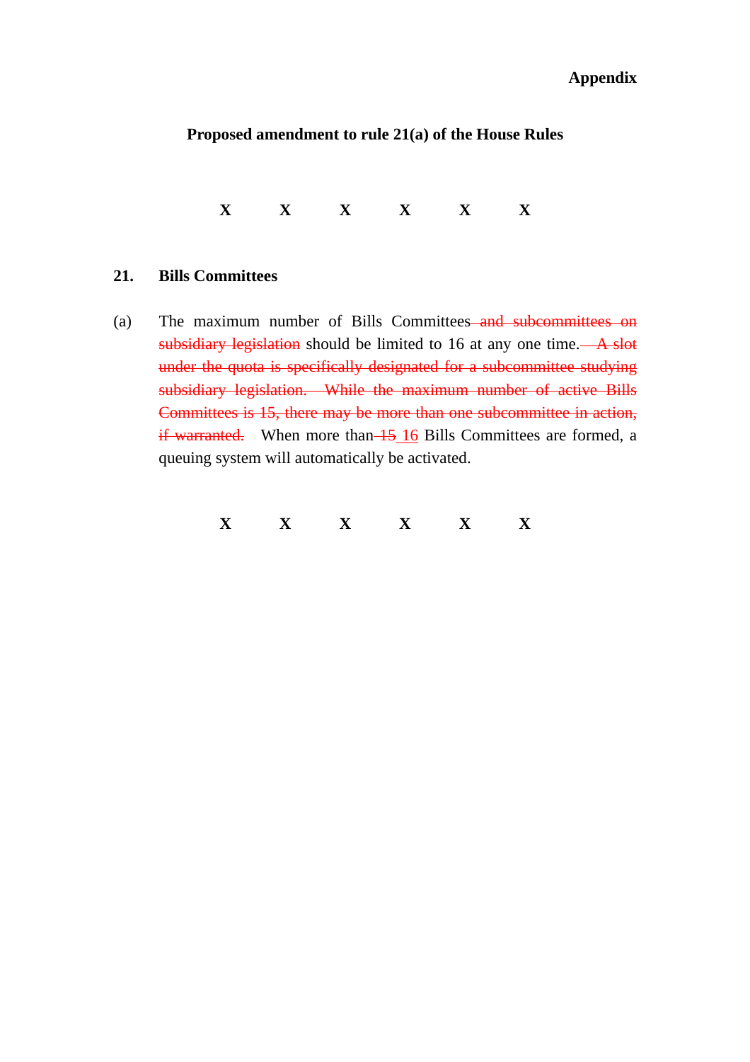**Appendix**

**Proposed amendment to rule 21(a) of the House Rules**

**X X X X X X**

**21. Bills Committees**

(a) The maximum number of Bills Committees ~~and subcommittees on subsidiary legislation~~ should be limited to 16 at any one time. ~~A slot under the quota is specifically designated for a subcommittee studying subsidiary legislation. While the maximum number of active Bills Committees is 15, there may be more than one subcommittee in action, if warranted.~~ When more than ~~15~~ <u>16</u> Bills Committees are formed, a queuing system will automatically be activated.

**X X X X X X**